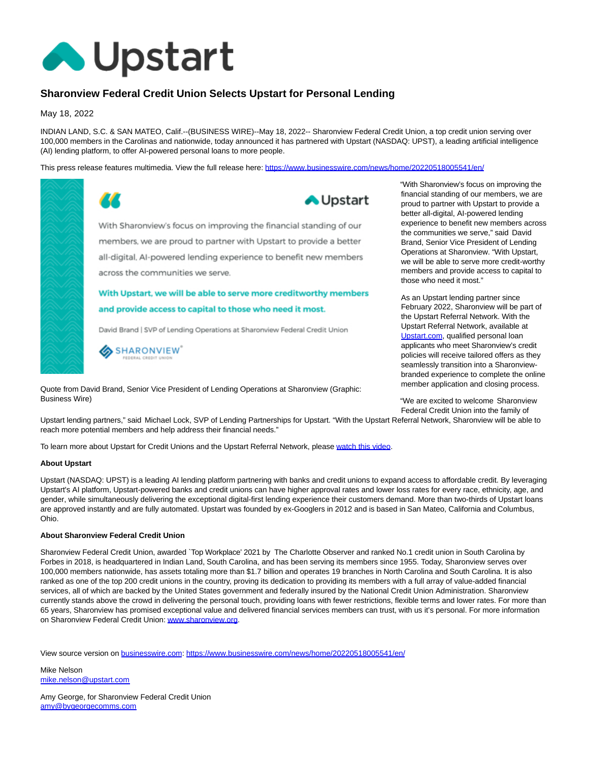# Upstart

## Sharonview Federal Credit Union Selects Upstart for Personal Lending

May 18, 2022

INDIAN LAND, S.C. & SAN MATEO, Calif.--(BUSINESS WIRE)--May 18, 2022-- Sharonview Federal Credit Union, a top credit union serving over 100,000 members in the Carolinas and nationwide, today announced it has partnered with Upstart (NASDAQ: UPST), a leading artificial intelligence (AI) lending platform, to offer AI-powered personal loans to more people.

This press release features multimedia. View the full release here: https://www.businesswire.com/news/home/20220518005541/en/

Quote from David Brand, Senior Vice President of Lending Operations at Sharonview (Graphic: Business Wire)

"With Sharonview's focus on improving the financial standing of our members, we are proud to partner with Upstart to provide a better all-digital, AI-powered lending experience to benefit new members across the communities we serve," said David Brand, Senior Vice President of Lending Operations at Sharonview. "With Upstart, we will be able to serve more credit-worthy members and provide access to capital to those who need it most."

As an Upstart lending partner since February 2022, Sharonview will be part of the Upstart Referral Network. With the Upstart Referral Network, available at Upstart.com, qualified personal loan applicants who meet Sharonview's credit policies will receive tailored offers as they seamlessly transition into a Sharonview-branded experience to complete the online member application and closing process.

"We are excited to welcome Sharonview Federal Credit Union into the family of Upstart lending partners," said Michael Lock, SVP of Lending Partnerships for Upstart. "With the Upstart Referral Network, Sharonview will be able to reach more potential members and help address their financial needs."

To learn more about Upstart for Credit Unions and the Upstart Referral Network, please watch this video.

**About Upstart**

Upstart (NASDAQ: UPST) is a leading AI lending platform partnering with banks and credit unions to expand access to affordable credit. By leveraging Upstart's AI platform, Upstart-powered banks and credit unions can have higher approval rates and lower loss rates for every race, ethnicity, age, and gender, while simultaneously delivering the exceptional digital-first lending experience their customers demand. More than two-thirds of Upstart loans are approved instantly and are fully automated. Upstart was founded by ex-Googlers in 2012 and is based in San Mateo, California and Columbus, Ohio.

**About Sharonview Federal Credit Union**

Sharonview Federal Credit Union, awarded `Top Workplace' 2021 by The Charlotte Observer and ranked No.1 credit union in South Carolina by Forbes in 2018, is headquartered in Indian Land, South Carolina, and has been serving its members since 1955. Today, Sharonview serves over 100,000 members nationwide, has assets totaling more than $1.7 billion and operates 19 branches in North Carolina and South Carolina. It is also ranked as one of the top 200 credit unions in the country, proving its dedication to providing its members with a full array of value-added financial services, all of which are backed by the United States government and federally insured by the National Credit Union Administration. Sharonview currently stands above the crowd in delivering the personal touch, providing loans with fewer restrictions, flexible terms and lower rates. For more than 65 years, Sharonview has promised exceptional value and delivered financial services members can trust, with us it's personal. For more information on Sharonview Federal Credit Union: www.sharonview.org.

View source version on businesswire.com: https://www.businesswire.com/news/home/20220518005541/en/

Mike Nelson
mike.nelson@upstart.com

Amy George, for Sharonview Federal Credit Union
amy@bygeorgecomms.com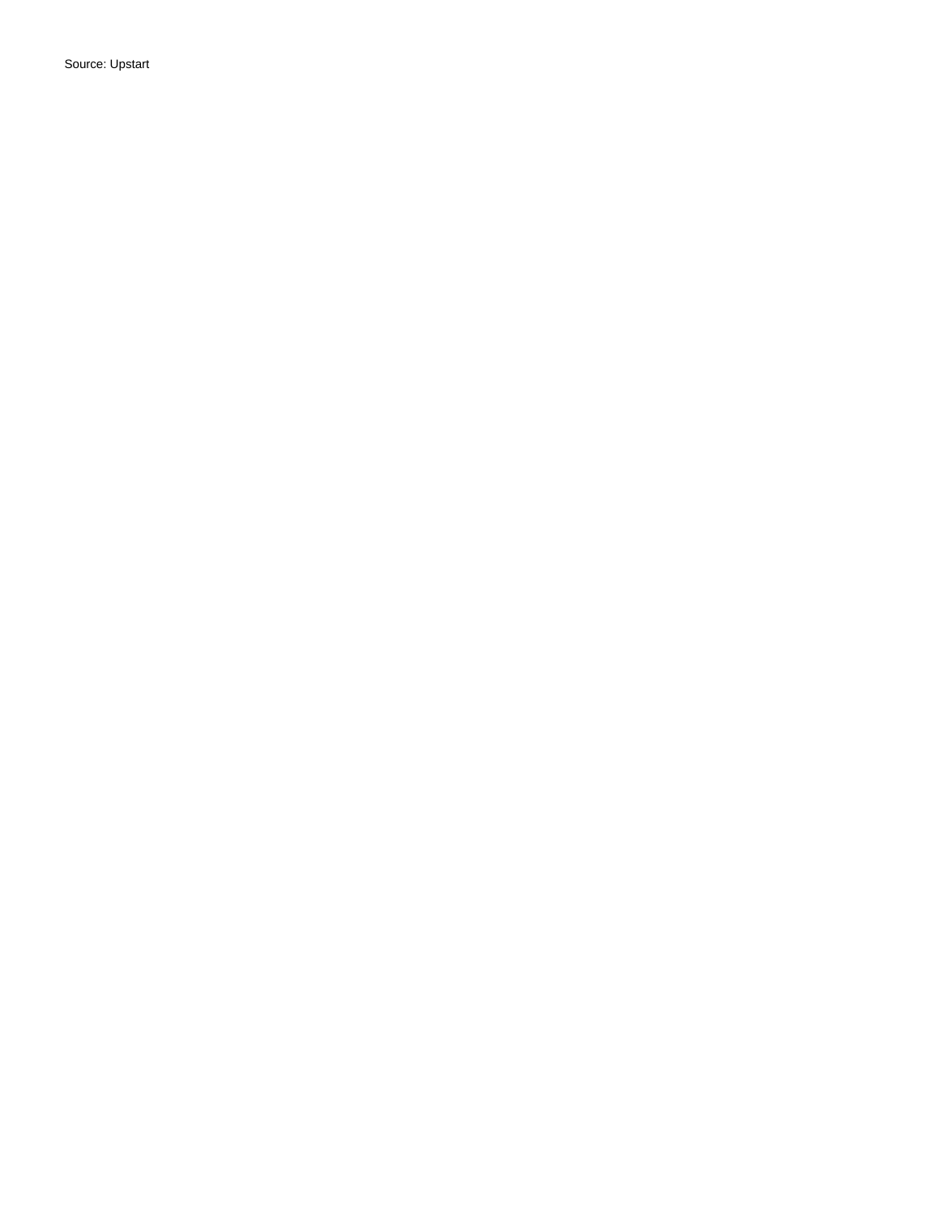Source: Upstart